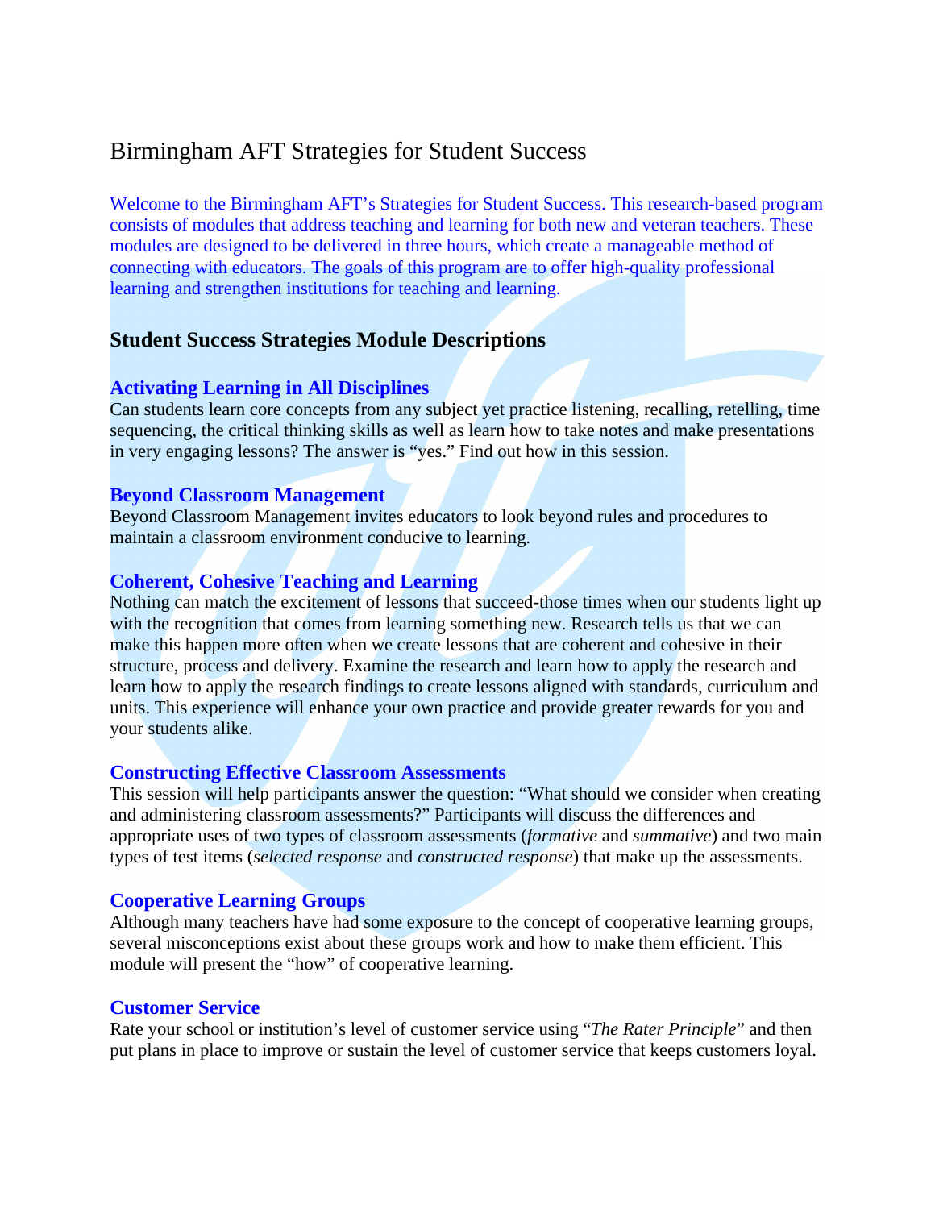# Birmingham AFT Strategies for Student Success

Welcome to the Birmingham AFT's Strategies for Student Success. This research-based program consists of modules that address teaching and learning for both new and veteran teachers. These modules are designed to be delivered in three hours, which create a manageable method of connecting with educators. The goals of this program are to offer high-quality professional learning and strengthen institutions for teaching and learning.

## Student Success Strategies Module Descriptions

### Activating Learning in All Disciplines

Can students learn core concepts from any subject yet practice listening, recalling, retelling, time sequencing, the critical thinking skills as well as learn how to take notes and make presentations in very engaging lessons? The answer is "yes." Find out how in this session.

### Beyond Classroom Management

Beyond Classroom Management invites educators to look beyond rules and procedures to maintain a classroom environment conducive to learning.

### Coherent, Cohesive Teaching and Learning

Nothing can match the excitement of lessons that succeed-those times when our students light up with the recognition that comes from learning something new. Research tells us that we can make this happen more often when we create lessons that are coherent and cohesive in their structure, process and delivery. Examine the research and learn how to apply the research and learn how to apply the research findings to create lessons aligned with standards, curriculum and units. This experience will enhance your own practice and provide greater rewards for you and your students alike.

### Constructing Effective Classroom Assessments

This session will help participants answer the question: "What should we consider when creating and administering classroom assessments?" Participants will discuss the differences and appropriate uses of two types of classroom assessments (*formative* and *summative*) and two main types of test items (*selected response* and *constructed response*) that make up the assessments.

### Cooperative Learning Groups

Although many teachers have had some exposure to the concept of cooperative learning groups, several misconceptions exist about these groups work and how to make them efficient. This module will present the "how" of cooperative learning.

### Customer Service

Rate your school or institution's level of customer service using "*The Rater Principle*" and then put plans in place to improve or sustain the level of customer service that keeps customers loyal.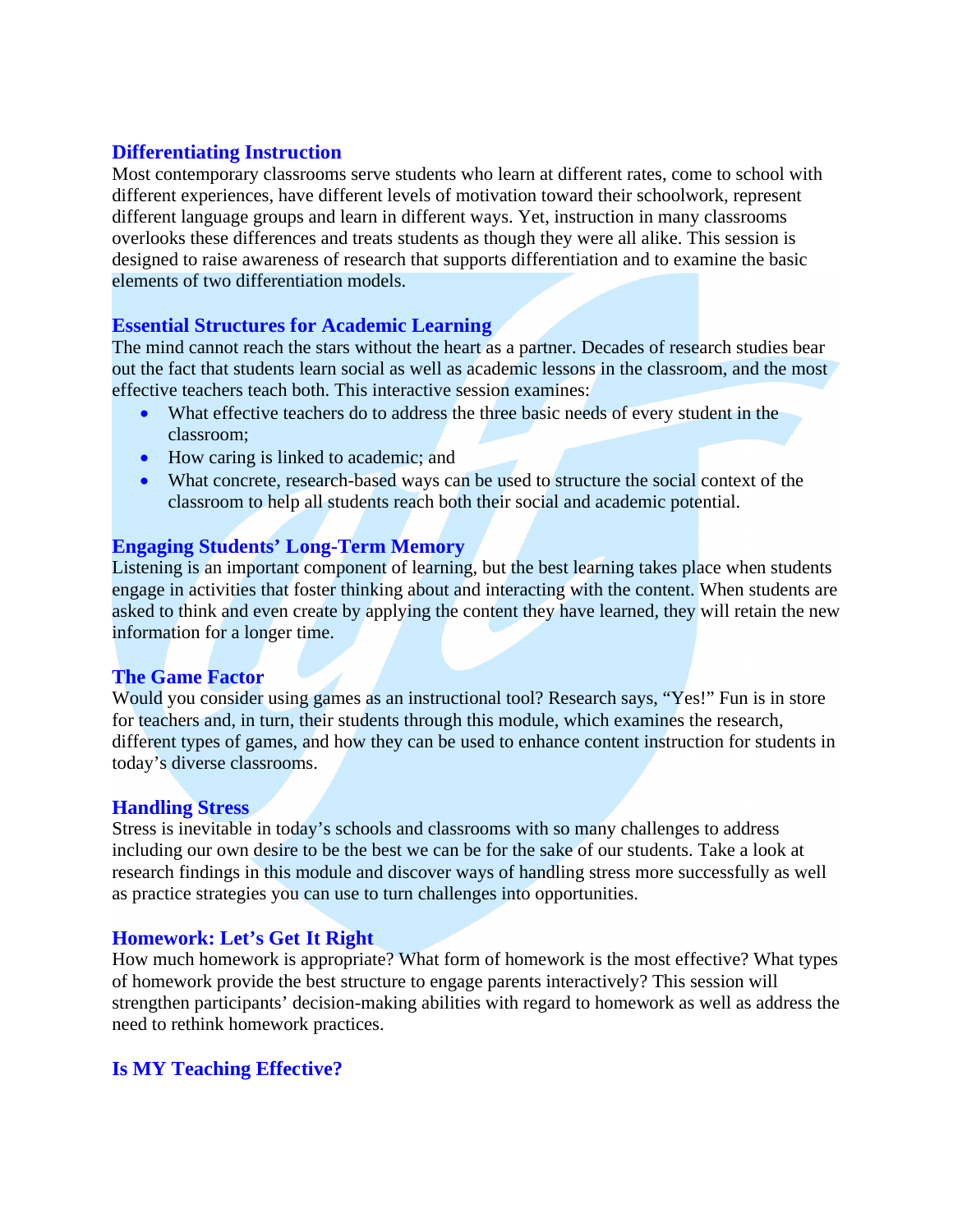### Differentiating Instruction

Most contemporary classrooms serve students who learn at different rates, come to school with different experiences, have different levels of motivation toward their schoolwork, represent different language groups and learn in different ways. Yet, instruction in many classrooms overlooks these differences and treats students as though they were all alike. This session is designed to raise awareness of research that supports differentiation and to examine the basic elements of two differentiation models.

### Essential Structures for Academic Learning

The mind cannot reach the stars without the heart as a partner. Decades of research studies bear out the fact that students learn social as well as academic lessons in the classroom, and the most effective teachers teach both. This interactive session examines:

- What effective teachers do to address the three basic needs of every student in the classroom;
- How caring is linked to academic; and
- What concrete, research-based ways can be used to structure the social context of the classroom to help all students reach both their social and academic potential.

### Engaging Students' Long-Term Memory

Listening is an important component of learning, but the best learning takes place when students engage in activities that foster thinking about and interacting with the content. When students are asked to think and even create by applying the content they have learned, they will retain the new information for a longer time.

### The Game Factor

Would you consider using games as an instructional tool? Research says, "Yes!" Fun is in store for teachers and, in turn, their students through this module, which examines the research, different types of games, and how they can be used to enhance content instruction for students in today's diverse classrooms.

### Handling Stress

Stress is inevitable in today's schools and classrooms with so many challenges to address including our own desire to be the best we can be for the sake of our students. Take a look at research findings in this module and discover ways of handling stress more successfully as well as practice strategies you can use to turn challenges into opportunities.

### Homework: Let's Get It Right

How much homework is appropriate? What form of homework is the most effective? What types of homework provide the best structure to engage parents interactively? This session will strengthen participants' decision-making abilities with regard to homework as well as address the need to rethink homework practices.

### Is MY Teaching Effective?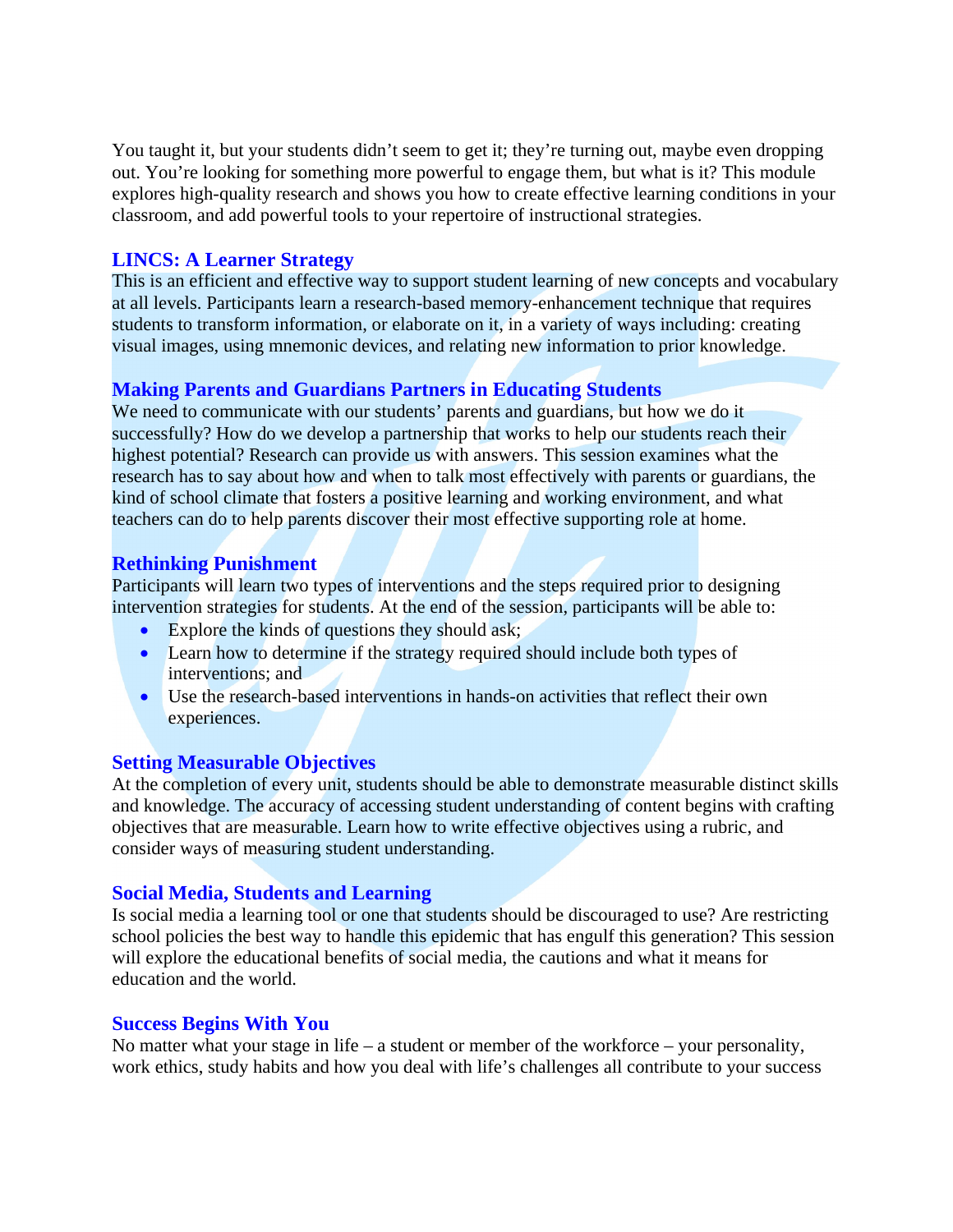You taught it, but your students didn't seem to get it; they're turning out, maybe even dropping out. You're looking for something more powerful to engage them, but what is it? This module explores high-quality research and shows you how to create effective learning conditions in your classroom, and add powerful tools to your repertoire of instructional strategies.

### LINCS: A Learner Strategy

This is an efficient and effective way to support student learning of new concepts and vocabulary at all levels. Participants learn a research-based memory-enhancement technique that requires students to transform information, or elaborate on it, in a variety of ways including: creating visual images, using mnemonic devices, and relating new information to prior knowledge.

### Making Parents and Guardians Partners in Educating Students

We need to communicate with our students' parents and guardians, but how we do it successfully? How do we develop a partnership that works to help our students reach their highest potential? Research can provide us with answers. This session examines what the research has to say about how and when to talk most effectively with parents or guardians, the kind of school climate that fosters a positive learning and working environment, and what teachers can do to help parents discover their most effective supporting role at home.

### Rethinking Punishment

Participants will learn two types of interventions and the steps required prior to designing intervention strategies for students. At the end of the session, participants will be able to:

- Explore the kinds of questions they should ask;
- Learn how to determine if the strategy required should include both types of interventions; and
- Use the research-based interventions in hands-on activities that reflect their own experiences.

### Setting Measurable Objectives

At the completion of every unit, students should be able to demonstrate measurable distinct skills and knowledge. The accuracy of accessing student understanding of content begins with crafting objectives that are measurable. Learn how to write effective objectives using a rubric, and consider ways of measuring student understanding.

### Social Media, Students and Learning

Is social media a learning tool or one that students should be discouraged to use? Are restricting school policies the best way to handle this epidemic that has engulf this generation? This session will explore the educational benefits of social media, the cautions and what it means for education and the world.

### Success Begins With You

No matter what your stage in life – a student or member of the workforce – your personality, work ethics, study habits and how you deal with life's challenges all contribute to your success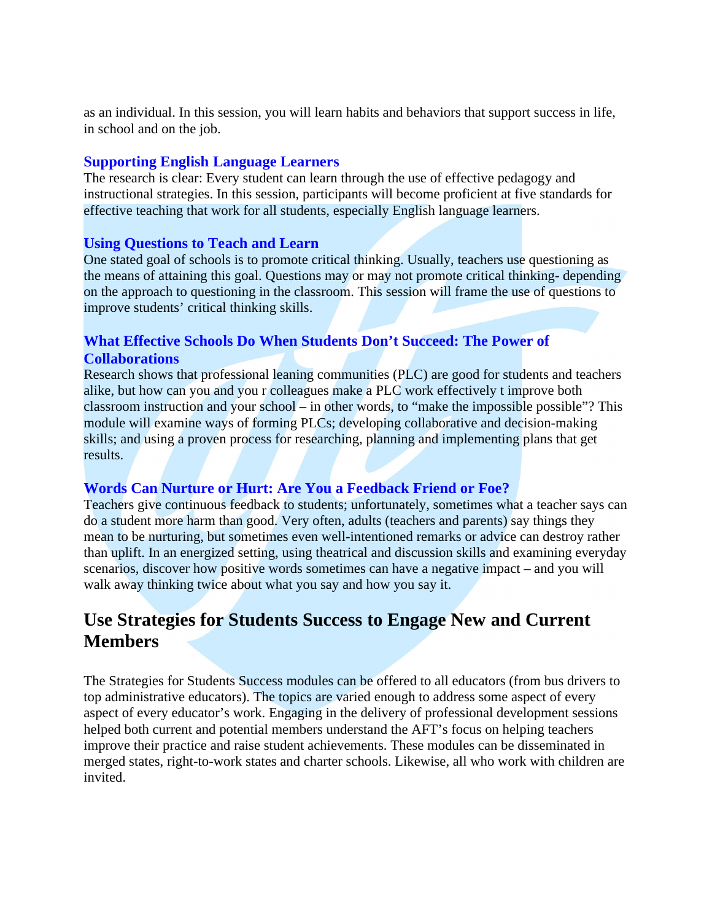as an individual. In this session, you will learn habits and behaviors that support success in life, in school and on the job.

### Supporting English Language Learners

The research is clear: Every student can learn through the use of effective pedagogy and instructional strategies. In this session, participants will become proficient at five standards for effective teaching that work for all students, especially English language learners.

### Using Questions to Teach and Learn

One stated goal of schools is to promote critical thinking. Usually, teachers use questioning as the means of attaining this goal. Questions may or may not promote critical thinking- depending on the approach to questioning in the classroom. This session will frame the use of questions to improve students' critical thinking skills.

### What Effective Schools Do When Students Don't Succeed: The Power of Collaborations

Research shows that professional leaning communities (PLC) are good for students and teachers alike, but how can you and you r colleagues make a PLC work effectively t improve both classroom instruction and your school – in other words, to "make the impossible possible"? This module will examine ways of forming PLCs; developing collaborative and decision-making skills; and using a proven process for researching, planning and implementing plans that get results.

### Words Can Nurture or Hurt: Are You a Feedback Friend or Foe?

Teachers give continuous feedback to students; unfortunately, sometimes what a teacher says can do a student more harm than good. Very often, adults (teachers and parents) say things they mean to be nurturing, but sometimes even well-intentioned remarks or advice can destroy rather than uplift. In an energized setting, using theatrical and discussion skills and examining everyday scenarios, discover how positive words sometimes can have a negative impact – and you will walk away thinking twice about what you say and how you say it.

## Use Strategies for Students Success to Engage New and Current Members

The Strategies for Students Success modules can be offered to all educators (from bus drivers to top administrative educators). The topics are varied enough to address some aspect of every aspect of every educator's work. Engaging in the delivery of professional development sessions helped both current and potential members understand the AFT's focus on helping teachers improve their practice and raise student achievements. These modules can be disseminated in merged states, right-to-work states and charter schools. Likewise, all who work with children are invited.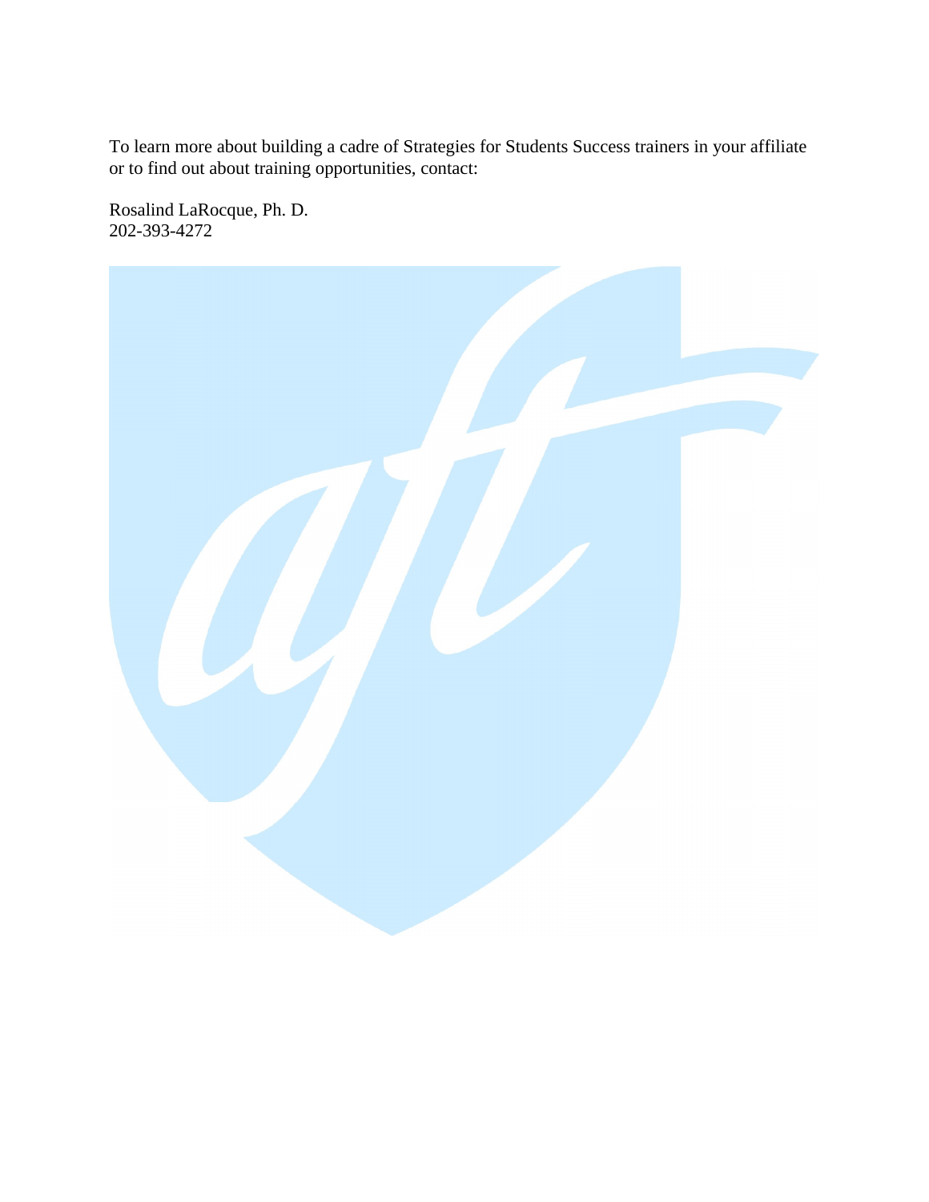To learn more about building a cadre of Strategies for Students Success trainers in your affiliate or to find out about training opportunities, contact:

Rosalind LaRocque, Ph. D.
202-393-4272